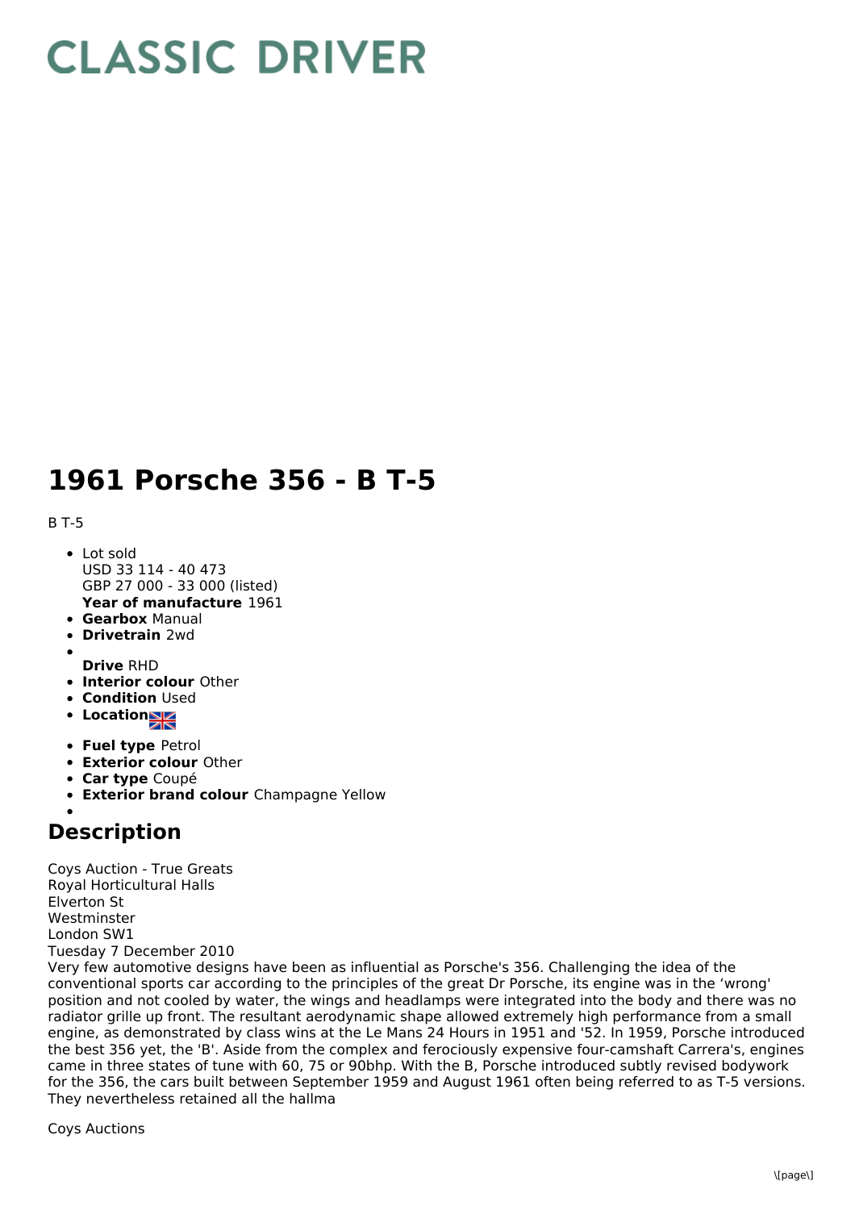# CLASSIC DRIVER

# 1961 Porsche 356 - B T-5

B T-5

- Lot sold
  USD 33 114 - 40 473
  GBP 27 000 - 33 000 (listed)
  **Year of manufacture** 1961
- **Gearbox** Manual
- **Drivetrain** 2wd
- 
  **Drive** RHD
- **Interior colour** Other
- **Condition** Used
- **Location**
- **Fuel type** Petrol
- **Exterior colour** Other
- **Car type** Coupé
- **Exterior brand colour** Champagne Yellow
- 

## Description

Coys Auction - True Greats
Royal Horticultural Halls
Elverton St
Westminster
London SW1
Tuesday 7 December 2010
Very few automotive designs have been as influential as Porsche's 356. Challenging the idea of the conventional sports car according to the principles of the great Dr Porsche, its engine was in the 'wrong' position and not cooled by water, the wings and headlamps were integrated into the body and there was no radiator grille up front. The resultant aerodynamic shape allowed extremely high performance from a small engine, as demonstrated by class wins at the Le Mans 24 Hours in 1951 and '52. In 1959, Porsche introduced the best 356 yet, the 'B'. Aside from the complex and ferociously expensive four-camshaft Carrera's, engines came in three states of tune with 60, 75 or 90bhp. With the B, Porsche introduced subtly revised bodywork for the 356, the cars built between September 1959 and August 1961 often being referred to as T-5 versions. They nevertheless retained all the hallma

Coys Auctions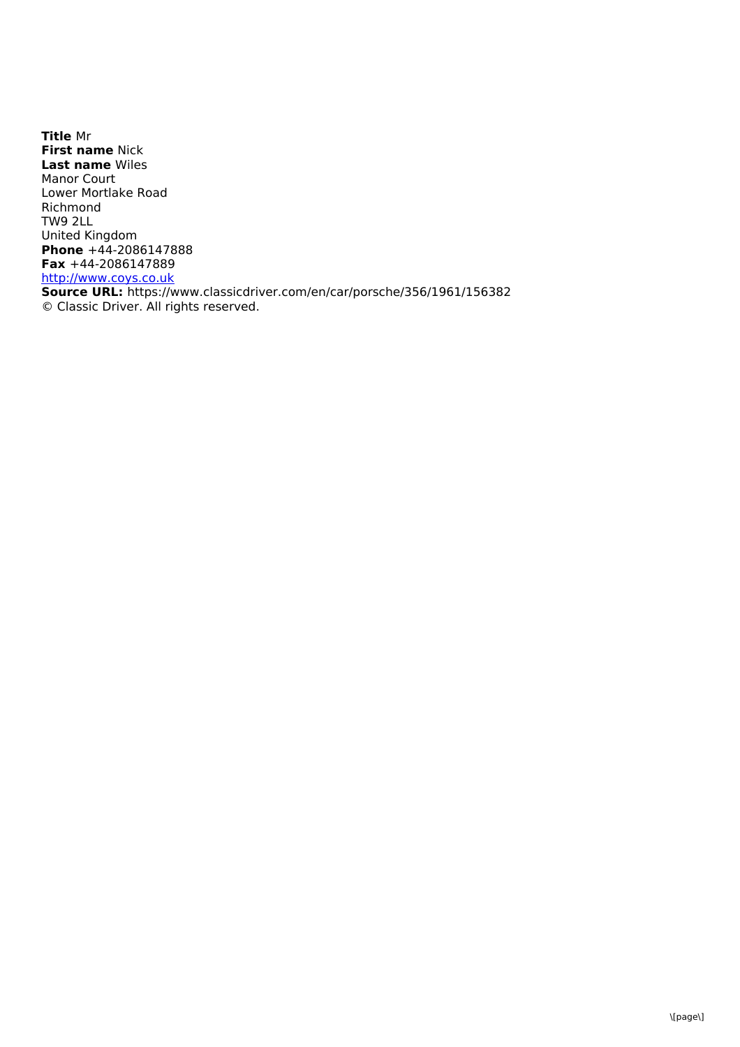**Title** Mr
**First name** Nick
**Last name** Wiles
Manor Court
Lower Mortlake Road
Richmond
TW9 2LL
United Kingdom
**Phone** +44-2086147888
**Fax** +44-2086147889
http://www.coys.co.uk
**Source URL:** https://www.classicdriver.com/en/car/porsche/356/1961/156382
© Classic Driver. All rights reserved.